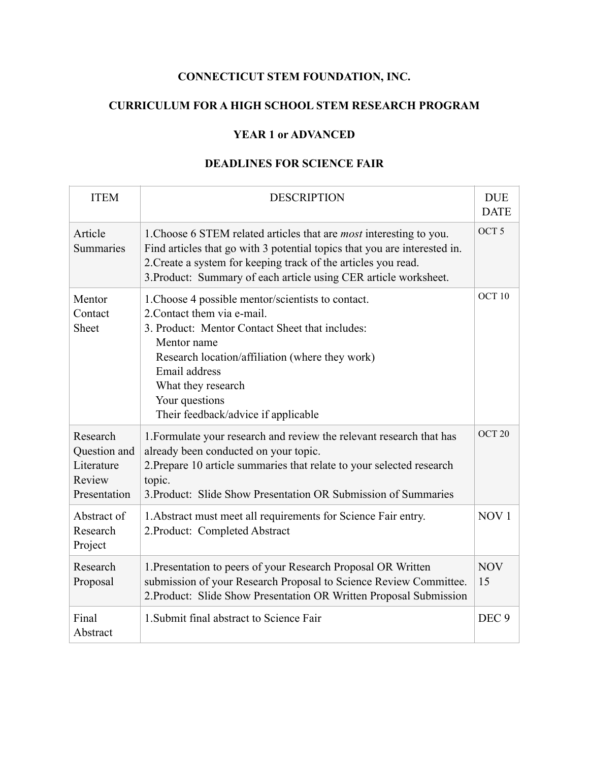# CONNECTICUT STEM FOUNDATION, INC.

## CURRICULUM FOR A HIGH SCHOOL STEM RESEARCH PROGRAM

### YEAR 1 or ADVANCED

### DEADLINES FOR SCIENCE FAIR

| ITEM | DESCRIPTION | DUE DATE |
|---|---|---|
| Article Summaries | 1.Choose 6 STEM related articles that are *most* interesting to you. Find articles that go with 3 potential topics that you are interested in.<br>2.Create a system for keeping track of the articles you read.<br>3.Product: Summary of each article using CER article worksheet. | OCT 5 |
| Mentor Contact Sheet | 1.Choose 4 possible mentor/scientists to contact.<br>2.Contact them via e-mail.<br>3. Product: Mentor Contact Sheet that includes:<br>Mentor name<br>Research location/affiliation (where they work)<br>Email address<br>What they research<br>Your questions<br>Their feedback/advice if applicable | OCT 10 |
| Research Question and Literature Review Presentation | 1.Formulate your research and review the relevant research that has already been conducted on your topic.<br>2.Prepare 10 article summaries that relate to your selected research topic.<br>3.Product: Slide Show Presentation OR Submission of Summaries | OCT 20 |
| Abstract of Research Project | 1.Abstract must meet all requirements for Science Fair entry.<br>2.Product: Completed Abstract | NOV 1 |
| Research Proposal | 1.Presentation to peers of your Research Proposal OR Written submission of your Research Proposal to Science Review Committee.<br>2.Product: Slide Show Presentation OR Written Proposal Submission | NOV 15 |
| Final Abstract | 1.Submit final abstract to Science Fair | DEC 9 |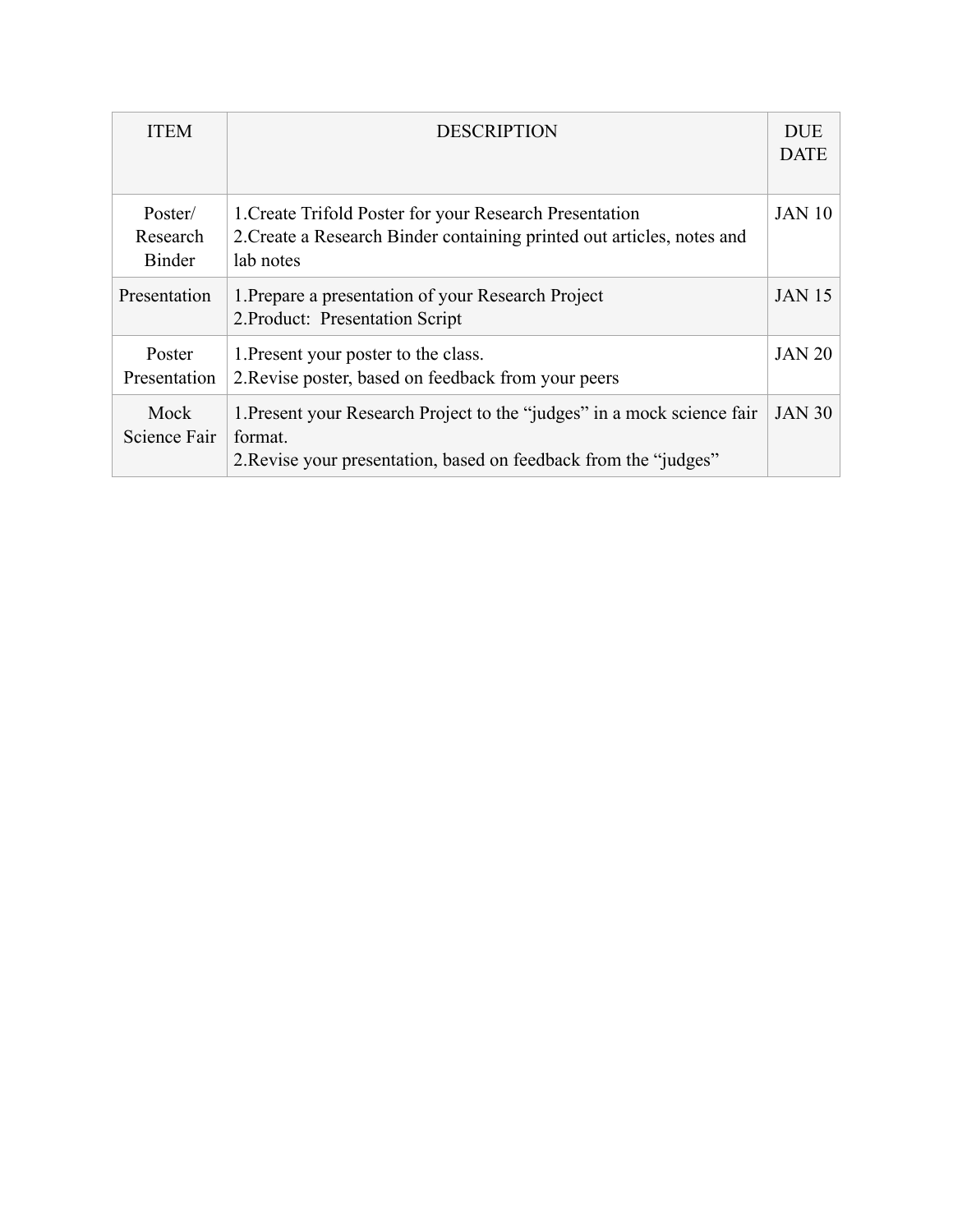| ITEM | DESCRIPTION | DUE DATE |
|---|---|---|
| Poster/ Research Binder | 1.Create Trifold Poster for your Research Presentation<br>2.Create a Research Binder containing printed out articles, notes and lab notes | JAN 10 |
| Presentation | 1.Prepare a presentation of your Research Project<br>2.Product: Presentation Script | JAN 15 |
| Poster Presentation | 1.Present your poster to the class.<br>2.Revise poster, based on feedback from your peers | JAN 20 |
| Mock Science Fair | 1.Present your Research Project to the “judges” in a mock science fair format.<br>2.Revise your presentation, based on feedback from the “judges” | JAN 30 |